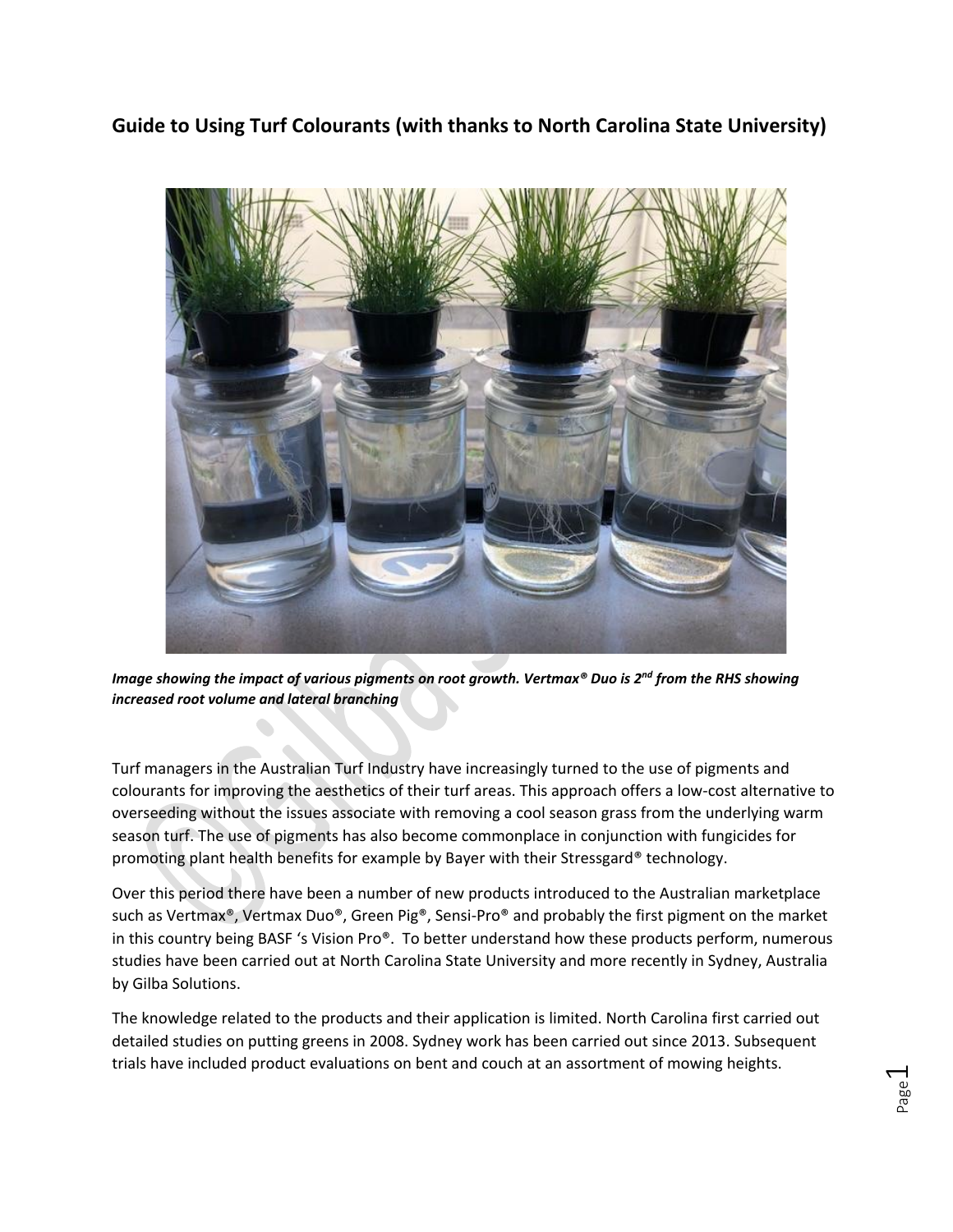## Guide to Using Turf Colourants (with thanks to North Carolina State University)

***Image showing the impact of various pigments on root growth. Vertmax® Duo is 2nd from the RHS showing increased root volume and lateral branching***

Turf managers in the Australian Turf Industry have increasingly turned to the use of pigments and colourants for improving the aesthetics of their turf areas. This approach offers a low-cost alternative to overseeding without the issues associate with removing a cool season grass from the underlying warm season turf. The use of pigments has also become commonplace in conjunction with fungicides for promoting plant health benefits for example by Bayer with their Stressgard® technology.

Over this period there have been a number of new products introduced to the Australian marketplace such as Vertmax®, Vertmax Duo®, Green Pig®, Sensi-Pro® and probably the first pigment on the market in this country being BASF 's Vision Pro®. To better understand how these products perform, numerous studies have been carried out at North Carolina State University and more recently in Sydney, Australia by Gilba Solutions.

The knowledge related to the products and their application is limited. North Carolina first carried out detailed studies on putting greens in 2008. Sydney work has been carried out since 2013. Subsequent trials have included product evaluations on bent and couch at an assortment of mowing heights.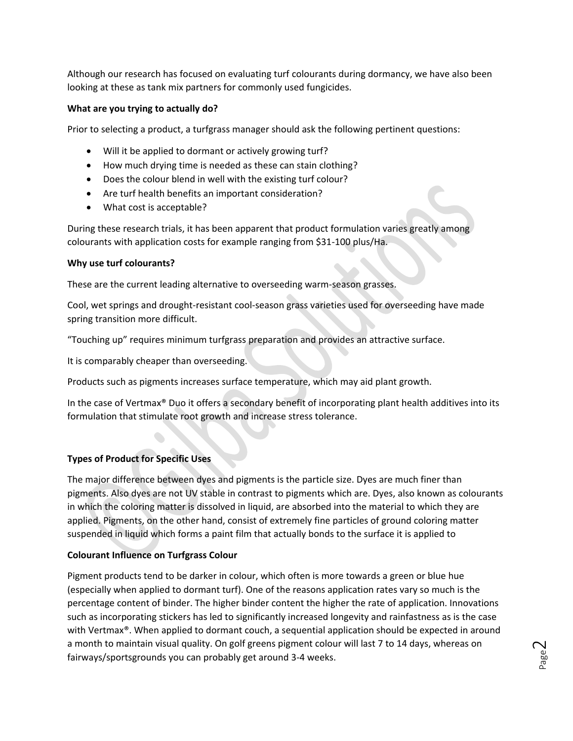Although our research has focused on evaluating turf colourants during dormancy, we have also been looking at these as tank mix partners for commonly used fungicides.

**What are you trying to actually do?**

Prior to selecting a product, a turfgrass manager should ask the following pertinent questions:

- Will it be applied to dormant or actively growing turf?
- How much drying time is needed as these can stain clothing?
- Does the colour blend in well with the existing turf colour?
- Are turf health benefits an important consideration?
- What cost is acceptable?

During these research trials, it has been apparent that product formulation varies greatly among colourants with application costs for example ranging from $31-100 plus/Ha.

**Why use turf colourants?**

These are the current leading alternative to overseeding warm-season grasses.

Cool, wet springs and drought-resistant cool-season grass varieties used for overseeding have made spring transition more difficult.

"Touching up" requires minimum turfgrass preparation and provides an attractive surface.

It is comparably cheaper than overseeding.

Products such as pigments increases surface temperature, which may aid plant growth.

In the case of Vertmax® Duo it offers a secondary benefit of incorporating plant health additives into its formulation that stimulate root growth and increase stress tolerance.

**Types of Product for Specific Uses**

The major difference between dyes and pigments is the particle size. Dyes are much finer than pigments. Also dyes are not UV stable in contrast to pigments which are. Dyes, also known as colourants in which the coloring matter is dissolved in liquid, are absorbed into the material to which they are applied. Pigments, on the other hand, consist of extremely fine particles of ground coloring matter suspended in liquid which forms a paint film that actually bonds to the surface it is applied to

**Colourant Influence on Turfgrass Colour**

Pigment products tend to be darker in colour, which often is more towards a green or blue hue (especially when applied to dormant turf). One of the reasons application rates vary so much is the percentage content of binder. The higher binder content the higher the rate of application. Innovations such as incorporating stickers has led to significantly increased longevity and rainfastness as is the case with Vertmax®. When applied to dormant couch, a sequential application should be expected in around a month to maintain visual quality. On golf greens pigment colour will last 7 to 14 days, whereas on fairways/sportsgrounds you can probably get around 3-4 weeks.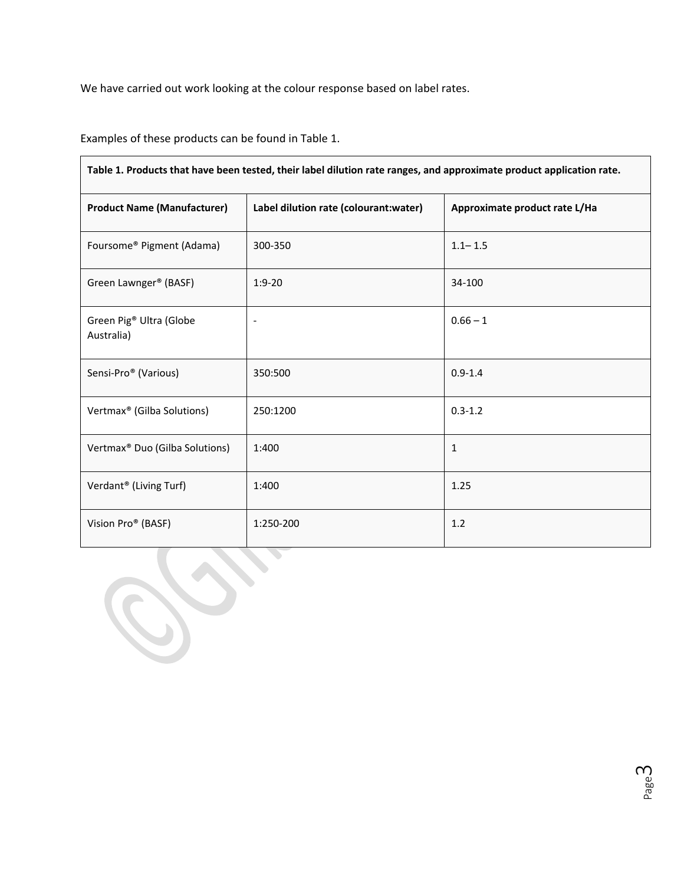We have carried out work looking at the colour response based on label rates.

Examples of these products can be found in Table 1.

**Table 1. Products that have been tested, their label dilution rate ranges, and approximate product application rate.**

| Product Name (Manufacturer) | Label dilution rate (colourant:water) | Approximate product rate L/Ha |
|---|---|---|
| Foursome® Pigment (Adama) | 300-350 | 1.1– 1.5 |
| Green Lawnger® (BASF) | 1:9-20 | 34-100 |
| Green Pig® Ultra (Globe Australia) | - | 0.66 – 1 |
| Sensi-Pro® (Various) | 350:500 | 0.9-1.4 |
| Vertmax® (Gilba Solutions) | 250:1200 | 0.3-1.2 |
| Vertmax® Duo (Gilba Solutions) | 1:400 | 1 |
| Verdant® (Living Turf) | 1:400 | 1.25 |
| Vision Pro® (BASF) | 1:250-200 | 1.2 |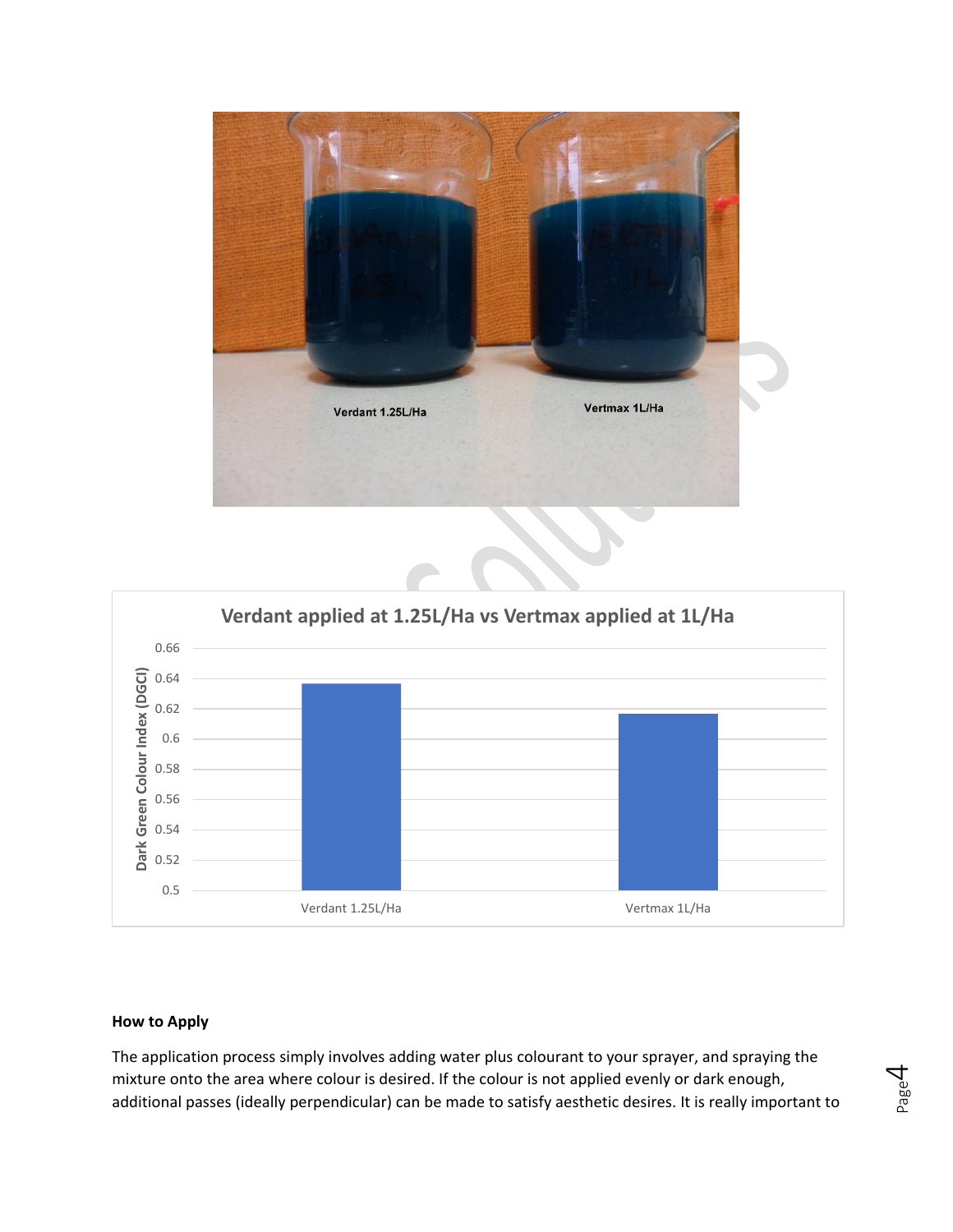Verdant 1.25L/Ha

Vertmax 1L/Ha

**Verdant applied at 1.25L/Ha vs Vertmax applied at 1L/Ha**

| | Dark Green Colour Index (DGCI) |
|---|---|
| Verdant 1.25L/Ha | ~0.637 |
| Vertmax 1L/Ha | ~0.617 |

### How to Apply

The application process simply involves adding water plus colourant to your sprayer, and spraying the mixture onto the area where colour is desired. If the colour is not applied evenly or dark enough, additional passes (ideally perpendicular) can be made to satisfy aesthetic desires. It is really important to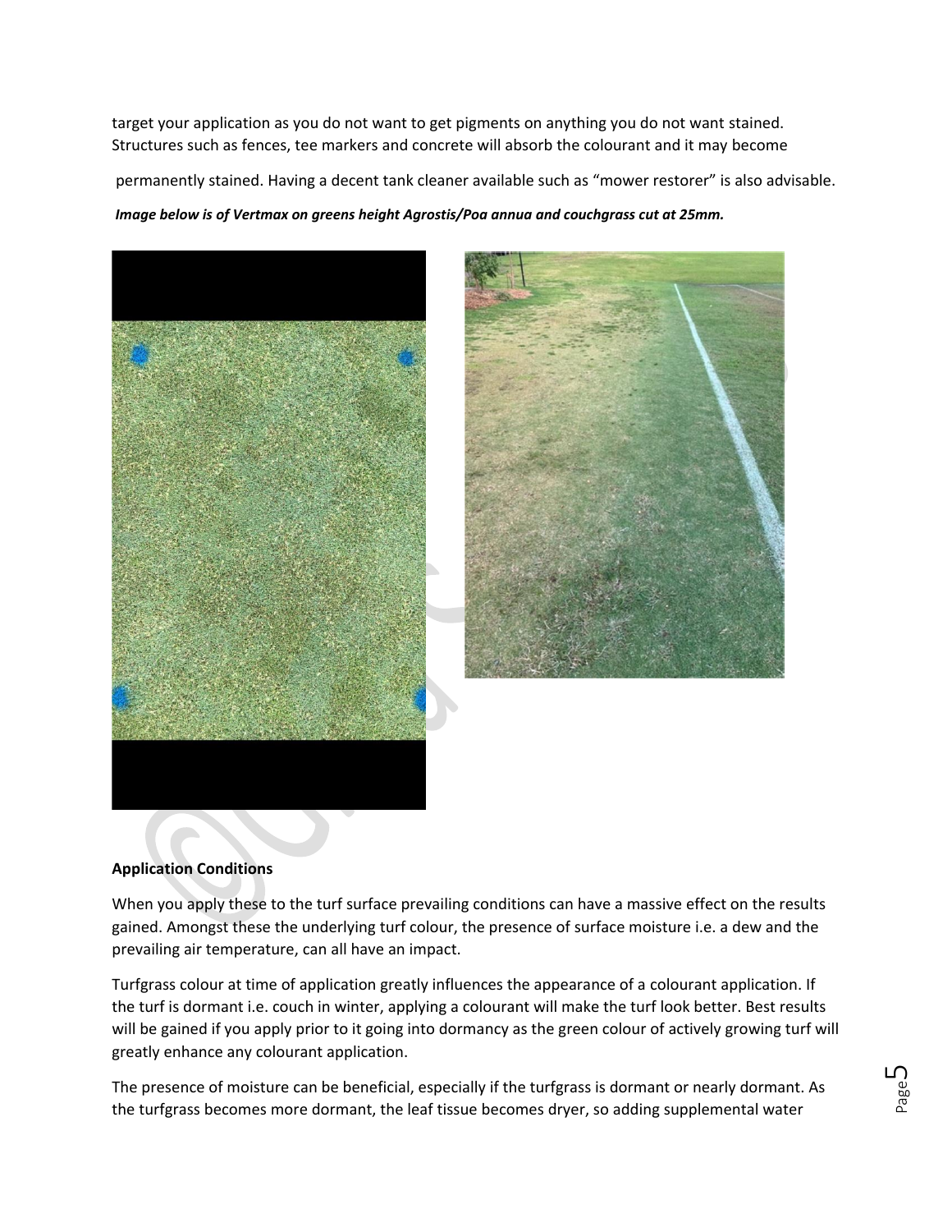target your application as you do not want to get pigments on anything you do not want stained. Structures such as fences, tee markers and concrete will absorb the colourant and it may become permanently stained. Having a decent tank cleaner available such as "mower restorer" is also advisable.

***Image below is of Vertmax on greens height Agrostis/Poa annua and couchgrass cut at 25mm.***

### Application Conditions

When you apply these to the turf surface prevailing conditions can have a massive effect on the results gained. Amongst these the underlying turf colour, the presence of surface moisture i.e. a dew and the prevailing air temperature, can all have an impact.

Turfgrass colour at time of application greatly influences the appearance of a colourant application. If the turf is dormant i.e. couch in winter, applying a colourant will make the turf look better. Best results will be gained if you apply prior to it going into dormancy as the green colour of actively growing turf will greatly enhance any colourant application.

The presence of moisture can be beneficial, especially if the turfgrass is dormant or nearly dormant. As the turfgrass becomes more dormant, the leaf tissue becomes dryer, so adding supplemental water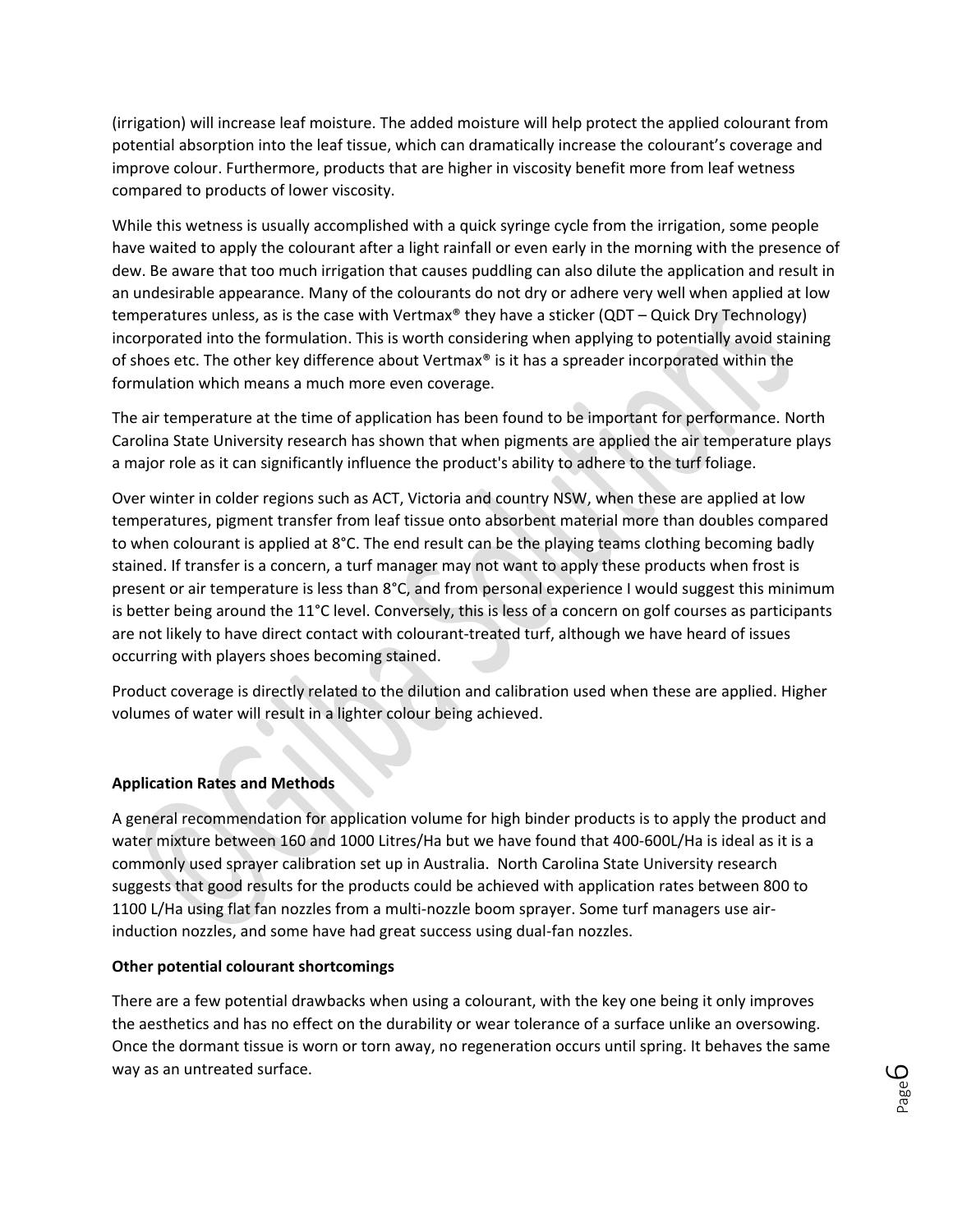(irrigation) will increase leaf moisture. The added moisture will help protect the applied colourant from potential absorption into the leaf tissue, which can dramatically increase the colourant's coverage and improve colour. Furthermore, products that are higher in viscosity benefit more from leaf wetness compared to products of lower viscosity.

While this wetness is usually accomplished with a quick syringe cycle from the irrigation, some people have waited to apply the colourant after a light rainfall or even early in the morning with the presence of dew. Be aware that too much irrigation that causes puddling can also dilute the application and result in an undesirable appearance. Many of the colourants do not dry or adhere very well when applied at low temperatures unless, as is the case with Vertmax® they have a sticker (QDT – Quick Dry Technology) incorporated into the formulation. This is worth considering when applying to potentially avoid staining of shoes etc. The other key difference about Vertmax® is it has a spreader incorporated within the formulation which means a much more even coverage.

The air temperature at the time of application has been found to be important for performance. North Carolina State University research has shown that when pigments are applied the air temperature plays a major role as it can significantly influence the product's ability to adhere to the turf foliage.

Over winter in colder regions such as ACT, Victoria and country NSW, when these are applied at low temperatures, pigment transfer from leaf tissue onto absorbent material more than doubles compared to when colourant is applied at 8°C. The end result can be the playing teams clothing becoming badly stained. If transfer is a concern, a turf manager may not want to apply these products when frost is present or air temperature is less than 8°C, and from personal experience I would suggest this minimum is better being around the 11°C level. Conversely, this is less of a concern on golf courses as participants are not likely to have direct contact with colourant-treated turf, although we have heard of issues occurring with players shoes becoming stained.

Product coverage is directly related to the dilution and calibration used when these are applied. Higher volumes of water will result in a lighter colour being achieved.

**Application Rates and Methods**

A general recommendation for application volume for high binder products is to apply the product and water mixture between 160 and 1000 Litres/Ha but we have found that 400-600L/Ha is ideal as it is a commonly used sprayer calibration set up in Australia. North Carolina State University research suggests that good results for the products could be achieved with application rates between 800 to 1100 L/Ha using flat fan nozzles from a multi-nozzle boom sprayer. Some turf managers use air-induction nozzles, and some have had great success using dual-fan nozzles.

**Other potential colourant shortcomings**

There are a few potential drawbacks when using a colourant, with the key one being it only improves the aesthetics and has no effect on the durability or wear tolerance of a surface unlike an oversowing. Once the dormant tissue is worn or torn away, no regeneration occurs until spring. It behaves the same way as an untreated surface.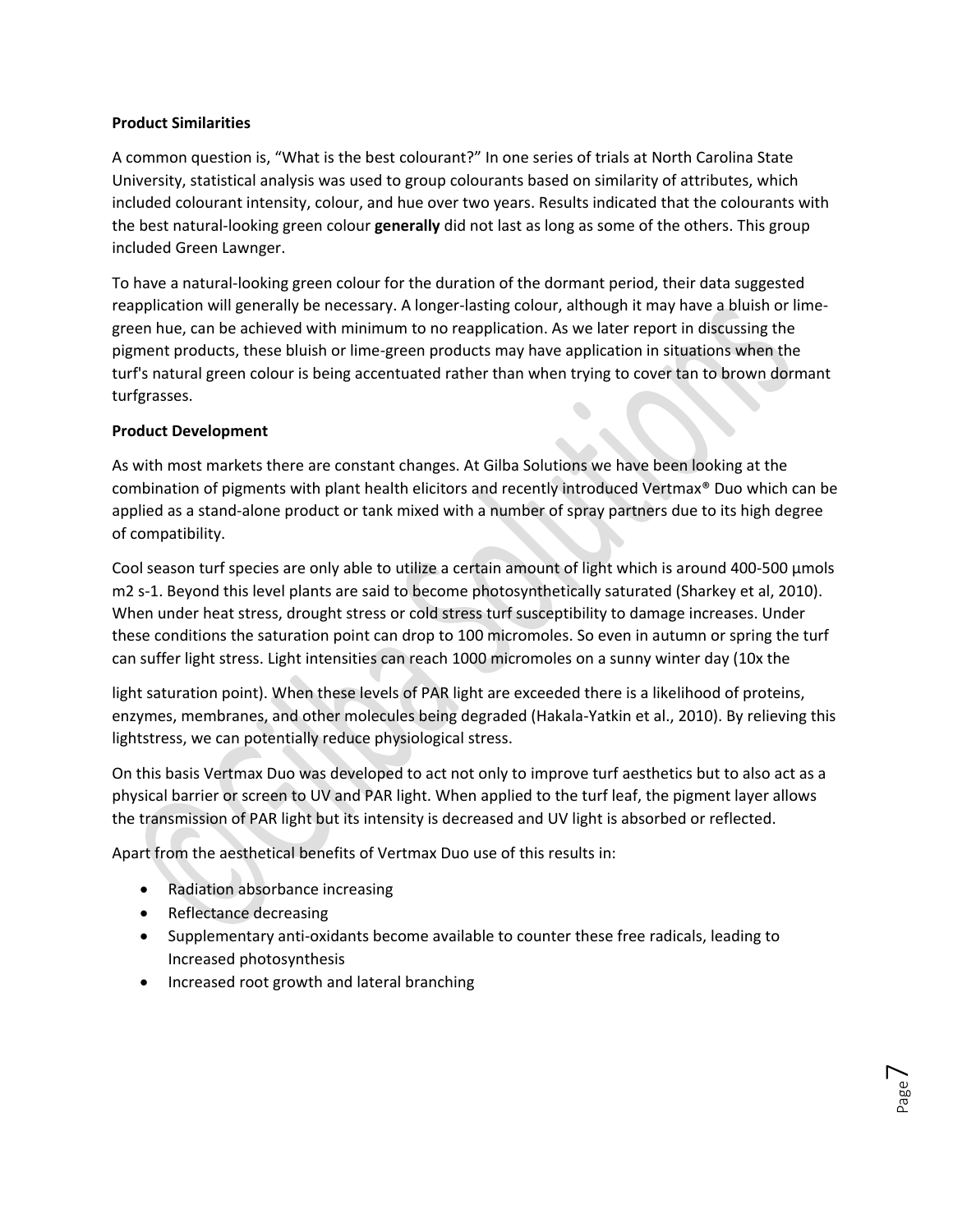**Product Similarities**

A common question is, "What is the best colourant?" In one series of trials at North Carolina State University, statistical analysis was used to group colourants based on similarity of attributes, which included colourant intensity, colour, and hue over two years. Results indicated that the colourants with the best natural-looking green colour **generally** did not last as long as some of the others. This group included Green Lawnger.

To have a natural-looking green colour for the duration of the dormant period, their data suggested reapplication will generally be necessary. A longer-lasting colour, although it may have a bluish or lime-green hue, can be achieved with minimum to no reapplication. As we later report in discussing the pigment products, these bluish or lime-green products may have application in situations when the turf's natural green colour is being accentuated rather than when trying to cover tan to brown dormant turfgrasses.

**Product Development**

As with most markets there are constant changes. At Gilba Solutions we have been looking at the combination of pigments with plant health elicitors and recently introduced Vertmax® Duo which can be applied as a stand-alone product or tank mixed with a number of spray partners due to its high degree of compatibility.

Cool season turf species are only able to utilize a certain amount of light which is around 400-500 µmols m2 s-1. Beyond this level plants are said to become photosynthetically saturated (Sharkey et al, 2010). When under heat stress, drought stress or cold stress turf susceptibility to damage increases. Under these conditions the saturation point can drop to 100 micromoles. So even in autumn or spring the turf can suffer light stress. Light intensities can reach 1000 micromoles on a sunny winter day (10x the light saturation point). When these levels of PAR light are exceeded there is a likelihood of proteins, enzymes, membranes, and other molecules being degraded (Hakala-Yatkin et al., 2010). By relieving this lightstress, we can potentially reduce physiological stress.

On this basis Vertmax Duo was developed to act not only to improve turf aesthetics but to also act as a physical barrier or screen to UV and PAR light. When applied to the turf leaf, the pigment layer allows the transmission of PAR light but its intensity is decreased and UV light is absorbed or reflected.

Apart from the aesthetical benefits of Vertmax Duo use of this results in:

- Radiation absorbance increasing
- Reflectance decreasing
- Supplementary anti-oxidants become available to counter these free radicals, leading to Increased photosynthesis
- Increased root growth and lateral branching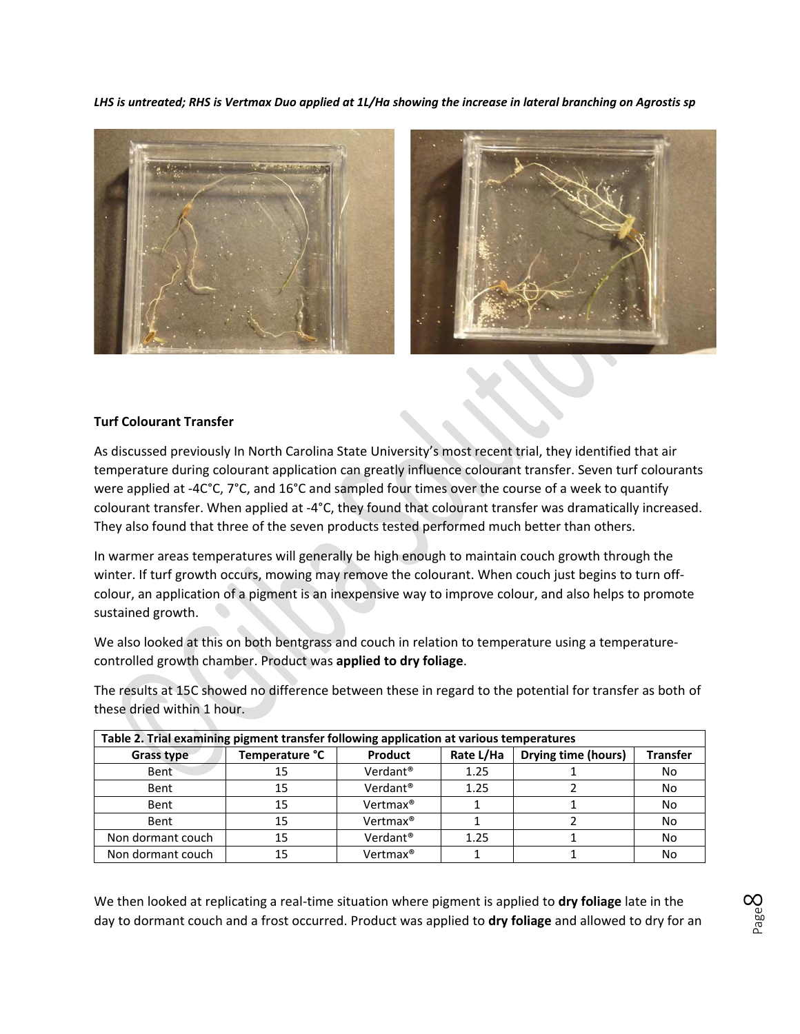*LHS is untreated; RHS is Vertmax Duo applied at 1L/Ha showing the increase in lateral branching on Agrostis sp*

**Turf Colourant Transfer**

As discussed previously In North Carolina State University's most recent trial, they identified that air temperature during colourant application can greatly influence colourant transfer. Seven turf colourants were applied at -4C°C, 7°C, and 16°C and sampled four times over the course of a week to quantify colourant transfer. When applied at -4°C, they found that colourant transfer was dramatically increased. They also found that three of the seven products tested performed much better than others.

In warmer areas temperatures will generally be high enough to maintain couch growth through the winter. If turf growth occurs, mowing may remove the colourant. When couch just begins to turn off-colour, an application of a pigment is an inexpensive way to improve colour, and also helps to promote sustained growth.

We also looked at this on both bentgrass and couch in relation to temperature using a temperature-controlled growth chamber. Product was **applied to dry foliage**.

The results at 15C showed no difference between these in regard to the potential for transfer as both of these dried within 1 hour.

| Table 2. Trial examining pigment transfer following application at various temperatures | | | | | |
|---|---|---|---|---|---|
| **Grass type** | **Temperature °C** | **Product** | **Rate L/Ha** | **Drying time (hours)** | **Transfer** |
| Bent | 15 | Verdant® | 1.25 | 1 | No |
| Bent | 15 | Verdant® | 1.25 | 2 | No |
| Bent | 15 | Vertmax® | 1 | 1 | No |
| Bent | 15 | Vertmax® | 1 | 2 | No |
| Non dormant couch | 15 | Verdant® | 1.25 | 1 | No |
| Non dormant couch | 15 | Vertmax® | 1 | 1 | No |

We then looked at replicating a real-time situation where pigment is applied to **dry foliage** late in the day to dormant couch and a frost occurred. Product was applied to **dry foliage** and allowed to dry for an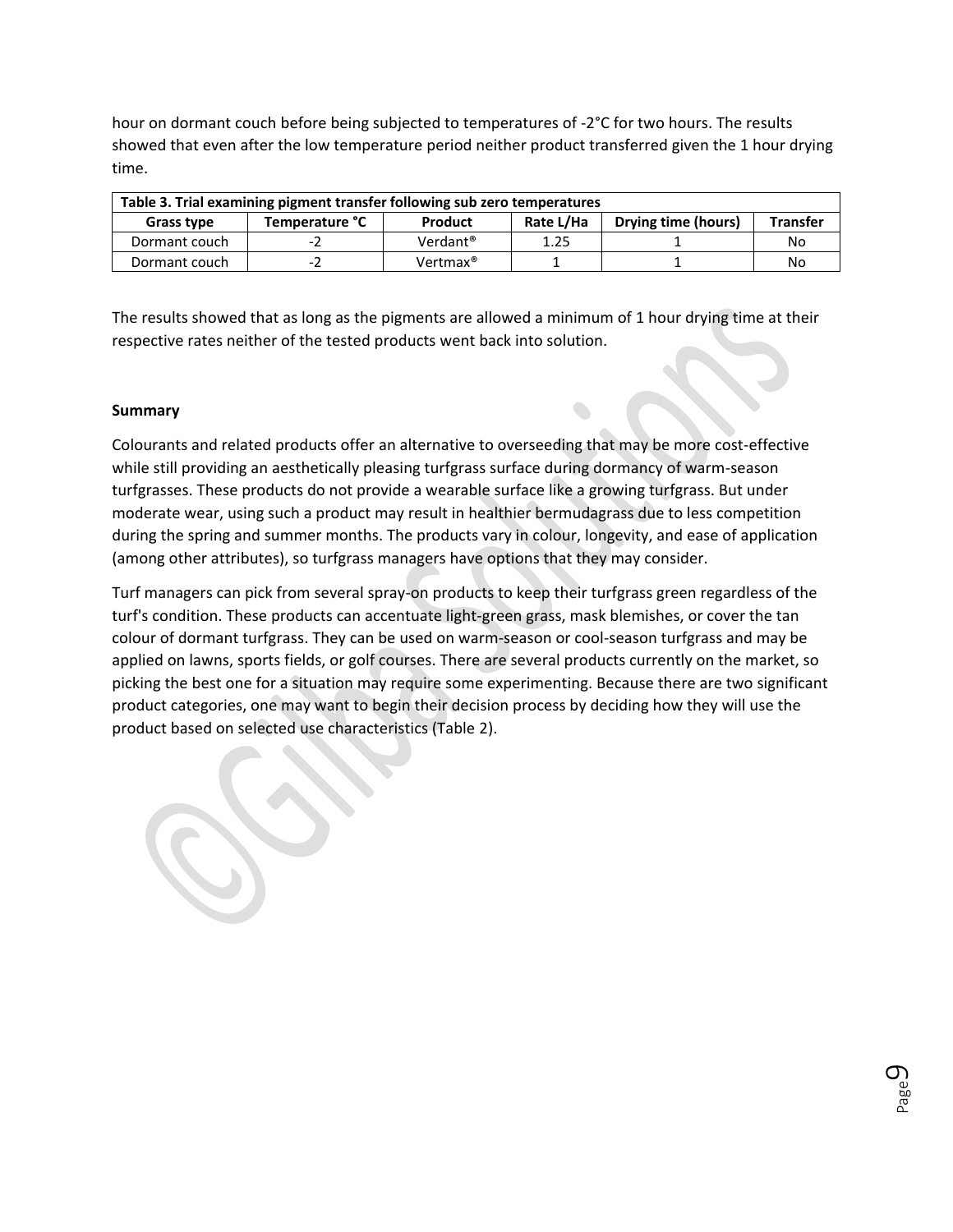hour on dormant couch before being subjected to temperatures of -2°C for two hours. The results showed that even after the low temperature period neither product transferred given the 1 hour drying time.

| Table 3. Trial examining pigment transfer following sub zero temperatures | | | | | |
|---|---|---|---|---|---|
| **Grass type** | **Temperature °C** | **Product** | **Rate L/Ha** | **Drying time (hours)** | **Transfer** |
| Dormant couch | -2 | Verdant® | 1.25 | 1 | No |
| Dormant couch | -2 | Vertmax® | 1 | 1 | No |

The results showed that as long as the pigments are allowed a minimum of 1 hour drying time at their respective rates neither of the tested products went back into solution.

**Summary**

Colourants and related products offer an alternative to overseeding that may be more cost-effective while still providing an aesthetically pleasing turfgrass surface during dormancy of warm-season turfgrasses. These products do not provide a wearable surface like a growing turfgrass. But under moderate wear, using such a product may result in healthier bermudagrass due to less competition during the spring and summer months. The products vary in colour, longevity, and ease of application (among other attributes), so turfgrass managers have options that they may consider.

Turf managers can pick from several spray-on products to keep their turfgrass green regardless of the turf's condition. These products can accentuate light-green grass, mask blemishes, or cover the tan colour of dormant turfgrass. They can be used on warm-season or cool-season turfgrass and may be applied on lawns, sports fields, or golf courses. There are several products currently on the market, so picking the best one for a situation may require some experimenting. Because there are two significant product categories, one may want to begin their decision process by deciding how they will use the product based on selected use characteristics (Table 2).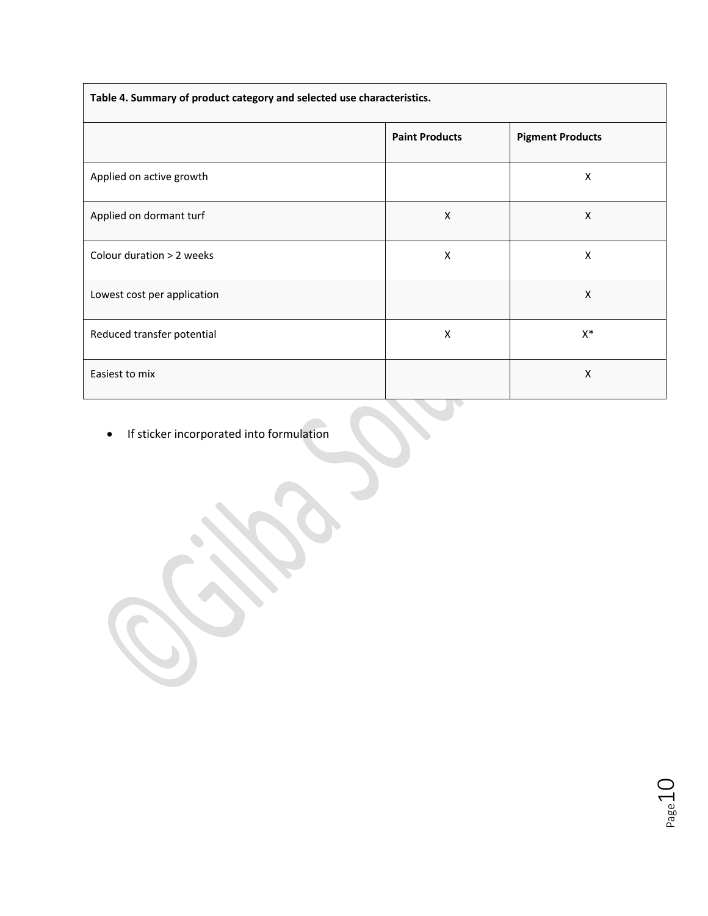**Table 4. Summary of product category and selected use characteristics.**

| | Paint Products | Pigment Products |
|---|---|---|
| Applied on active growth | | X |
| Applied on dormant turf | X | X |
| Colour duration > 2 weeks | X | X |
| Lowest cost per application | | X |
| Reduced transfer potential | X | X* |
| Easiest to mix | | X |

- If sticker incorporated into formulation